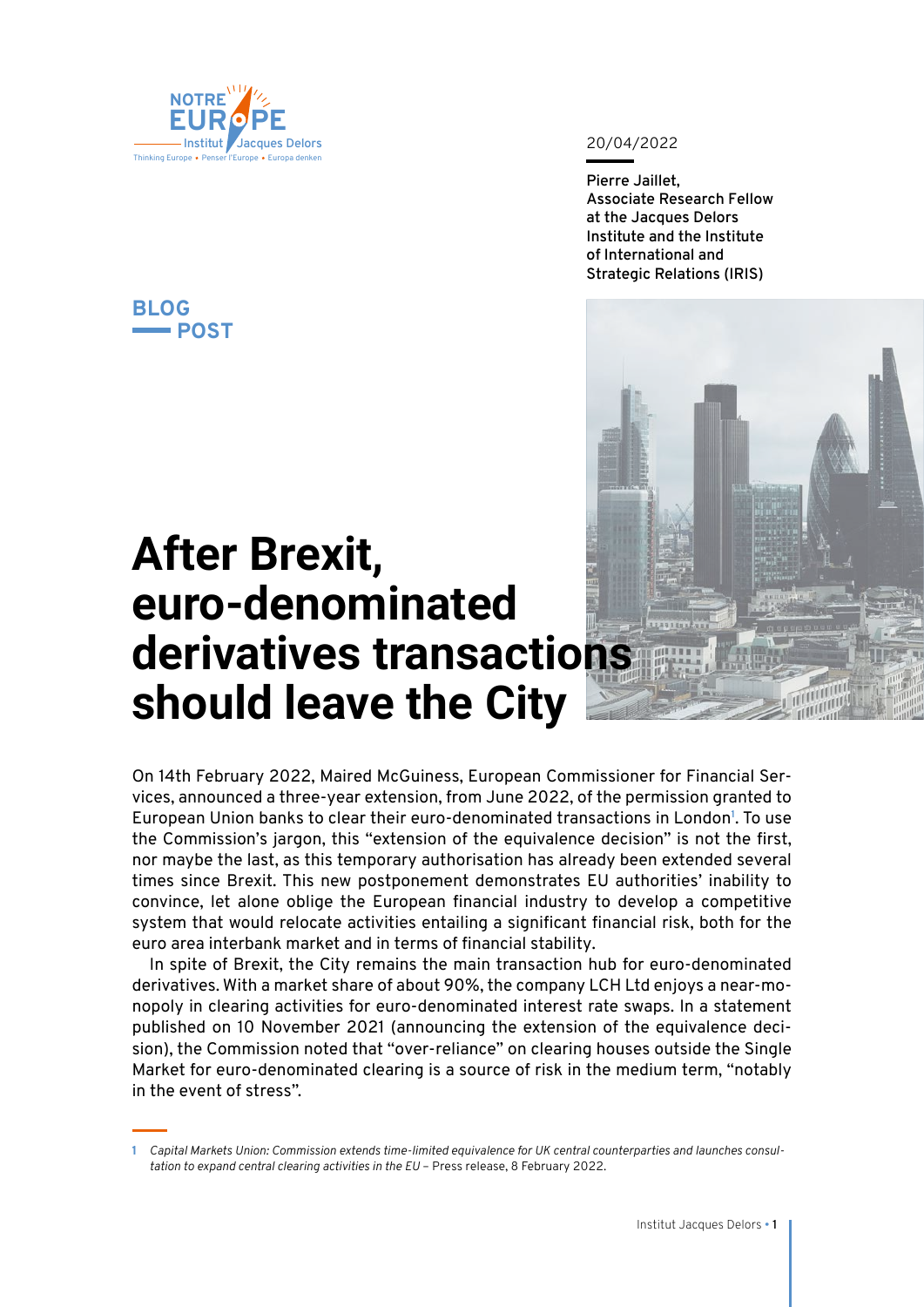20/04/2022

Pierre Jaillet,
Associate Research Fellow at the Jacques Delors Institute and the Institute of International and Strategic Relations (IRIS)

BLOG POST

# After Brexit, euro-denominated derivatives transactions should leave the City

On 14th February 2022, Maired McGuiness, European Commissioner for Financial Services, announced a three-year extension, from June 2022, of the permission granted to European Union banks to clear their euro-denominated transactions in London[1]. To use the Commission's jargon, this "extension of the equivalence decision" is not the first, nor maybe the last, as this temporary authorisation has already been extended several times since Brexit. This new postponement demonstrates EU authorities' inability to convince, let alone oblige the European financial industry to develop a competitive system that would relocate activities entailing a significant financial risk, both for the euro area interbank market and in terms of financial stability.

In spite of Brexit, the City remains the main transaction hub for euro-denominated derivatives. With a market share of about 90%, the company LCH Ltd enjoys a near-monopoly in clearing activities for euro-denominated interest rate swaps. In a statement published on 10 November 2021 (announcing the extension of the equivalence decision), the Commission noted that "over-reliance" on clearing houses outside the Single Market for euro-denominated clearing is a source of risk in the medium term, "notably in the event of stress".

1 *Capital Markets Union: Commission extends time-limited equivalence for UK central counterparties and launches consultation to expand central clearing activities in the EU* – Press release, 8 February 2022.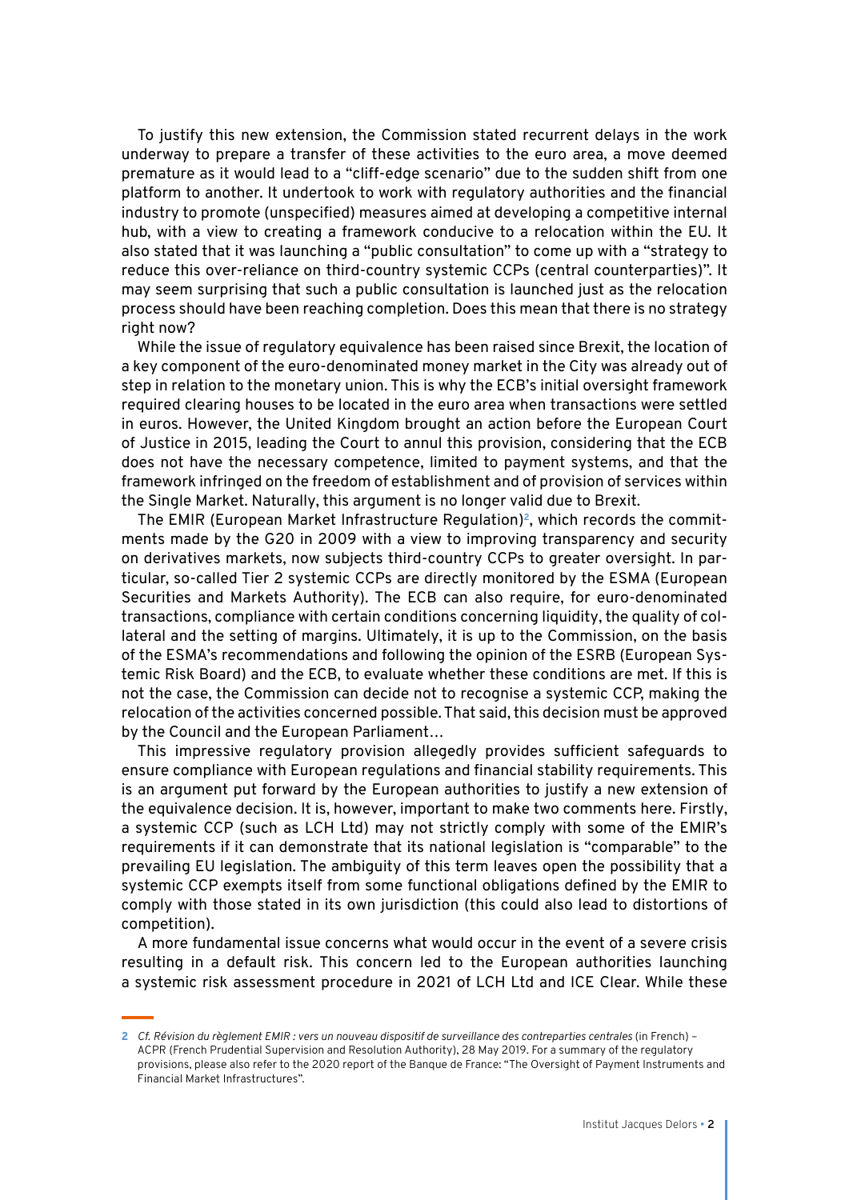To justify this new extension, the Commission stated recurrent delays in the work underway to prepare a transfer of these activities to the euro area, a move deemed premature as it would lead to a "cliff-edge scenario" due to the sudden shift from one platform to another. It undertook to work with regulatory authorities and the financial industry to promote (unspecified) measures aimed at developing a competitive internal hub, with a view to creating a framework conducive to a relocation within the EU. It also stated that it was launching a "public consultation" to come up with a "strategy to reduce this over-reliance on third-country systemic CCPs (central counterparties)". It may seem surprising that such a public consultation is launched just as the relocation process should have been reaching completion. Does this mean that there is no strategy right now?

While the issue of regulatory equivalence has been raised since Brexit, the location of a key component of the euro-denominated money market in the City was already out of step in relation to the monetary union. This is why the ECB's initial oversight framework required clearing houses to be located in the euro area when transactions were settled in euros. However, the United Kingdom brought an action before the European Court of Justice in 2015, leading the Court to annul this provision, considering that the ECB does not have the necessary competence, limited to payment systems, and that the framework infringed on the freedom of establishment and of provision of services within the Single Market. Naturally, this argument is no longer valid due to Brexit.

The EMIR (European Market Infrastructure Regulation)[2], which records the commitments made by the G20 in 2009 with a view to improving transparency and security on derivatives markets, now subjects third-country CCPs to greater oversight. In particular, so-called Tier 2 systemic CCPs are directly monitored by the ESMA (European Securities and Markets Authority). The ECB can also require, for euro-denominated transactions, compliance with certain conditions concerning liquidity, the quality of collateral and the setting of margins. Ultimately, it is up to the Commission, on the basis of the ESMA's recommendations and following the opinion of the ESRB (European Systemic Risk Board) and the ECB, to evaluate whether these conditions are met. If this is not the case, the Commission can decide not to recognise a systemic CCP, making the relocation of the activities concerned possible. That said, this decision must be approved by the Council and the European Parliament…

This impressive regulatory provision allegedly provides sufficient safeguards to ensure compliance with European regulations and financial stability requirements. This is an argument put forward by the European authorities to justify a new extension of the equivalence decision. It is, however, important to make two comments here. Firstly, a systemic CCP (such as LCH Ltd) may not strictly comply with some of the EMIR's requirements if it can demonstrate that its national legislation is "comparable" to the prevailing EU legislation. The ambiguity of this term leaves open the possibility that a systemic CCP exempts itself from some functional obligations defined by the EMIR to comply with those stated in its own jurisdiction (this could also lead to distortions of competition).

A more fundamental issue concerns what would occur in the event of a severe crisis resulting in a default risk. This concern led to the European authorities launching a systemic risk assessment procedure in 2021 of LCH Ltd and ICE Clear. While these

---

2 *Cf. Révision du règlement EMIR : vers un nouveau dispositif de surveillance des contreparties centrales* (in French) – ACPR (French Prudential Supervision and Resolution Authority), 28 May 2019. For a summary of the regulatory provisions, please also refer to the 2020 report of the Banque de France: "The Oversight of Payment Instruments and Financial Market Infrastructures".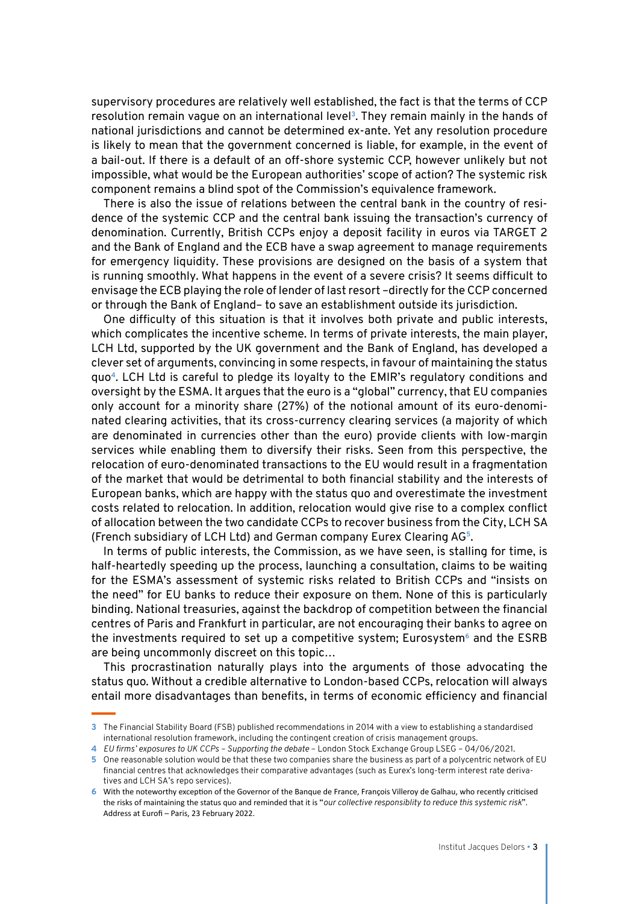supervisory procedures are relatively well established, the fact is that the terms of CCP resolution remain vague on an international level[3]. They remain mainly in the hands of national jurisdictions and cannot be determined ex-ante. Yet any resolution procedure is likely to mean that the government concerned is liable, for example, in the event of a bail-out. If there is a default of an off-shore systemic CCP, however unlikely but not impossible, what would be the European authorities' scope of action? The systemic risk component remains a blind spot of the Commission's equivalence framework.

There is also the issue of relations between the central bank in the country of residence of the systemic CCP and the central bank issuing the transaction's currency of denomination. Currently, British CCPs enjoy a deposit facility in euros via TARGET 2 and the Bank of England and the ECB have a swap agreement to manage requirements for emergency liquidity. These provisions are designed on the basis of a system that is running smoothly. What happens in the event of a severe crisis? It seems difficult to envisage the ECB playing the role of lender of last resort –directly for the CCP concerned or through the Bank of England– to save an establishment outside its jurisdiction.

One difficulty of this situation is that it involves both private and public interests, which complicates the incentive scheme. In terms of private interests, the main player, LCH Ltd, supported by the UK government and the Bank of England, has developed a clever set of arguments, convincing in some respects, in favour of maintaining the status quo[4]. LCH Ltd is careful to pledge its loyalty to the EMIR's regulatory conditions and oversight by the ESMA. It argues that the euro is a "global" currency, that EU companies only account for a minority share (27%) of the notional amount of its euro-denominated clearing activities, that its cross-currency clearing services (a majority of which are denominated in currencies other than the euro) provide clients with low-margin services while enabling them to diversify their risks. Seen from this perspective, the relocation of euro-denominated transactions to the EU would result in a fragmentation of the market that would be detrimental to both financial stability and the interests of European banks, which are happy with the status quo and overestimate the investment costs related to relocation. In addition, relocation would give rise to a complex conflict of allocation between the two candidate CCPs to recover business from the City, LCH SA (French subsidiary of LCH Ltd) and German company Eurex Clearing AG[5].

In terms of public interests, the Commission, as we have seen, is stalling for time, is half-heartedly speeding up the process, launching a consultation, claims to be waiting for the ESMA's assessment of systemic risks related to British CCPs and "insists on the need" for EU banks to reduce their exposure on them. None of this is particularly binding. National treasuries, against the backdrop of competition between the financial centres of Paris and Frankfurt in particular, are not encouraging their banks to agree on the investments required to set up a competitive system; Eurosystem[6] and the ESRB are being uncommonly discreet on this topic…

This procrastination naturally plays into the arguments of those advocating the status quo. Without a credible alternative to London-based CCPs, relocation will always entail more disadvantages than benefits, in terms of economic efficiency and financial

---

[3] The Financial Stability Board (FSB) published recommendations in 2014 with a view to establishing a standardised international resolution framework, including the contingent creation of crisis management groups.

[4] *EU firms' exposures to UK CCPs – Supporting the debate* – London Stock Exchange Group LSEG – 04/06/2021.

[5] One reasonable solution would be that these two companies share the business as part of a polycentric network of EU financial centres that acknowledges their comparative advantages (such as Eurex's long-term interest rate derivatives and LCH SA's repo services).

[6] With the noteworthy exception of the Governor of the Banque de France, François Villeroy de Galhau, who recently criticised the risks of maintaining the status quo and reminded that it is "*our collective responsiblity to reduce this systemic risk*". Address at Eurofi – Paris, 23 February 2022.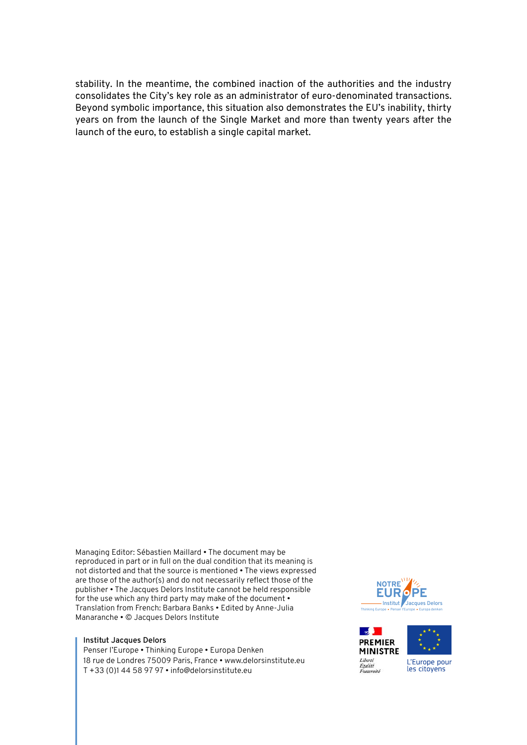stability. In the meantime, the combined inaction of the authorities and the industry consolidates the City's key role as an administrator of euro-denominated transactions. Beyond symbolic importance, this situation also demonstrates the EU's inability, thirty years on from the launch of the Single Market and more than twenty years after the launch of the euro, to establish a single capital market.

Managing Editor: Sébastien Maillard • The document may be reproduced in part or in full on the dual condition that its meaning is not distorted and that the source is mentioned • The views expressed are those of the author(s) and do not necessarily reflect those of the publisher • The Jacques Delors Institute cannot be held responsible for the use which any third party may make of the document • Translation from French: Barbara Banks • Edited by Anne-Julia Manaranche • © Jacques Delors Institute

**Institut Jacques Delors**
Penser l'Europe • Thinking Europe • Europa Denken
18 rue de Londres 75009 Paris, France • www.delorsinstitute.eu
T +33 (0)1 44 58 97 97 • info@delorsinstitute.eu

NOTRE EUROPE Institut Jacques Delors
Thinking Europe • Penser l'Europe • Europa denken

PREMIER MINISTRE
Liberté
Égalité
Fraternité

L'Europe pour les citoyens